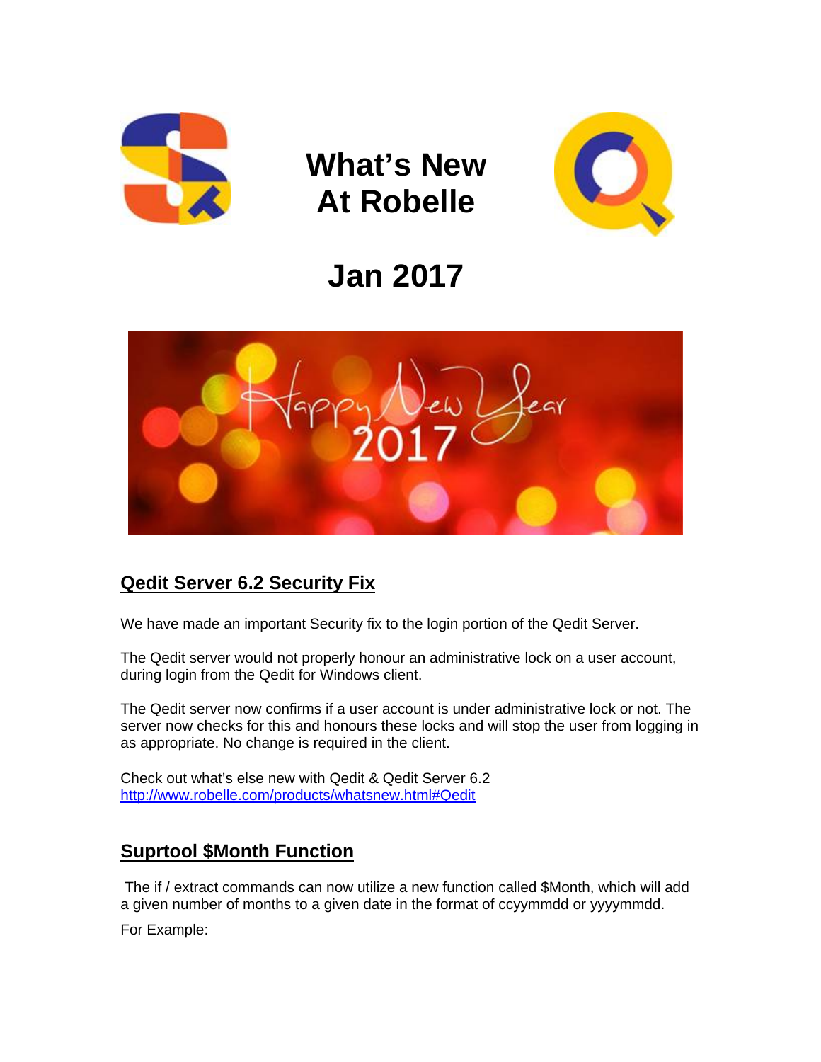# What's New At Robelle

# Jan 2017

## Qedit Server 6.2 Security Fix

We have made an important Security fix to the login portion of the Qedit Server.

The Qedit server would not properly honour an administrative lock on a user account, during login from the Qedit for Windows client.

The Qedit server now confirms if a user account is under administrative lock or not. The server now checks for this and honours these locks and will stop the user from logging in as appropriate. No change is required in the client.

Check out what's else new with Qedit & Qedit Server 6.2
[http://www.robelle.com/products/whatsnew.html#Qedit](http://www.robelle.com/products/whatsnew.html#Qedit)

## Suprtool $Month Function

The if / extract commands can now utilize a new function called $Month, which will add a given number of months to a given date in the format of ccyymmdd or yyyymmdd.

For Example: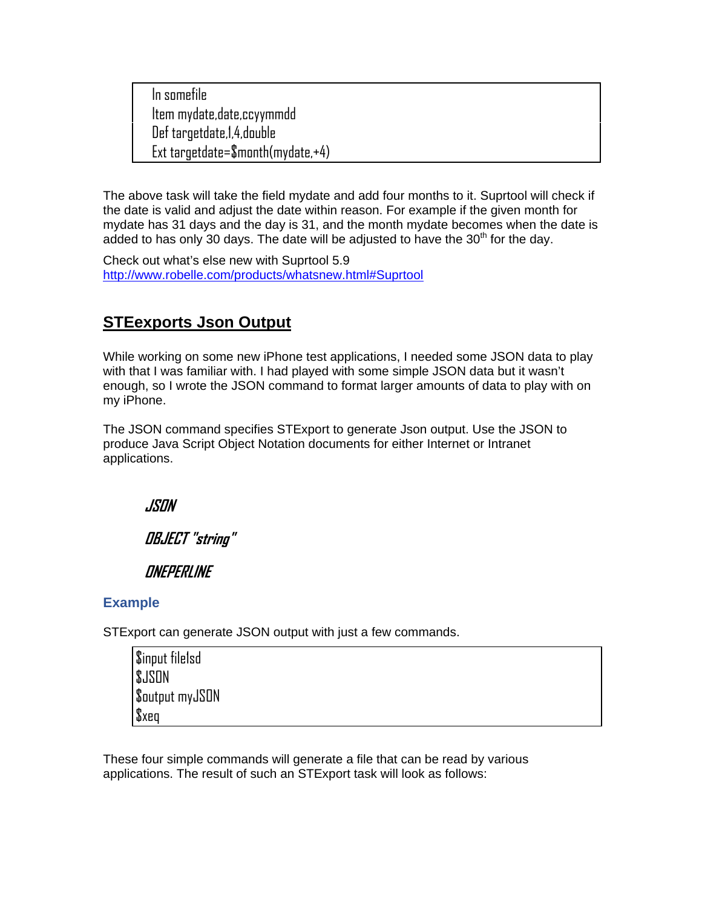```
In somefile
Item mydate,date,ccyymmdd
Def targetdate,1,4,double
Ext targetdate=$month(mydate,+4)
```

The above task will take the field mydate and add four months to it. Suprtool will check if the date is valid and adjust the date within reason. For example if the given month for mydate has 31 days and the day is 31, and the month mydate becomes when the date is added to has only 30 days. The date will be adjusted to have the 30th for the day.

Check out what's else new with Suprtool 5.9
http://www.robelle.com/products/whatsnew.html#Suprtool

## STEexports Json Output

While working on some new iPhone test applications, I needed some JSON data to play with that I was familiar with. I had played with some simple JSON data but it wasn't enough, so I wrote the JSON command to format larger amounts of data to play with on my iPhone.

The JSON command specifies STExport to generate Json output. Use the JSON to produce Java Script Object Notation documents for either Internet or Intranet applications.

***JSON***

***OBJECT "string"***

***ONEPERLINE***

### Example

STExport can generate JSON output with just a few commands.

```
$input filelsd
$JSON
$output myJSON
$xeq
```

These four simple commands will generate a file that can be read by various applications. The result of such an STExport task will look as follows: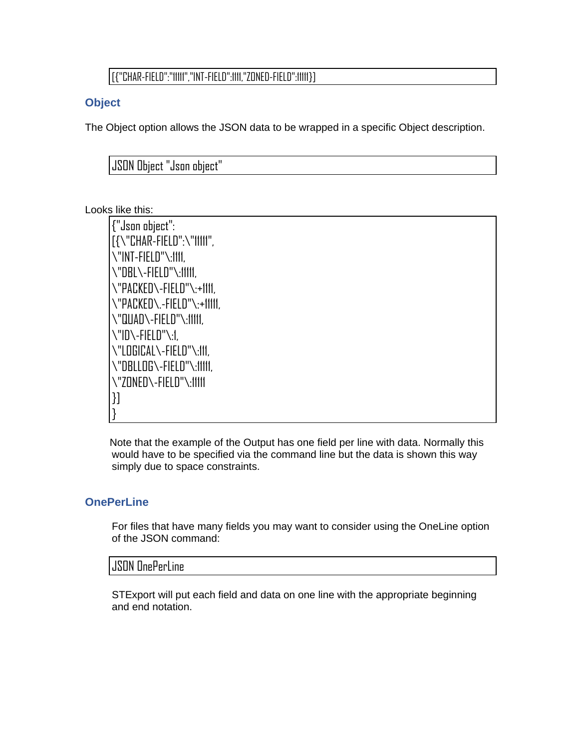```
[{"CHAR-FIELD":"11111","INT-FIELD":1111,"ZONED-FIELD":11111}]
```

## Object

The Object option allows the JSON data to be wrapped in a specific Object description.

```
JSON Object "Json object"
```

Looks like this:

```
{"Json object":
[{\"CHAR-FIELD":\"11111",
\"INT-FIELD"\:1111,
\"DBL\-FIELD"\:11111,
\"PACKED\-FIELD"\:+1111,
\"PACKED\.-FIELD"\:+11111,
\"QUAD\-FIELD"\:11111,
\"ID\-FIELD"\:1,
\"LOGICAL\-FIELD"\:111,
\"DBLLOG\-FIELD"\:11111,
\"ZONED\-FIELD"\:11111
}]
}
```

Note that the example of the Output has one field per line with data. Normally this would have to be specified via the command line but the data is shown this way simply due to space constraints.

## OnePerLine

For files that have many fields you may want to consider using the OneLine option of the JSON command:

```
JSON OnePerLine
```

STExport will put each field and data on one line with the appropriate beginning and end notation.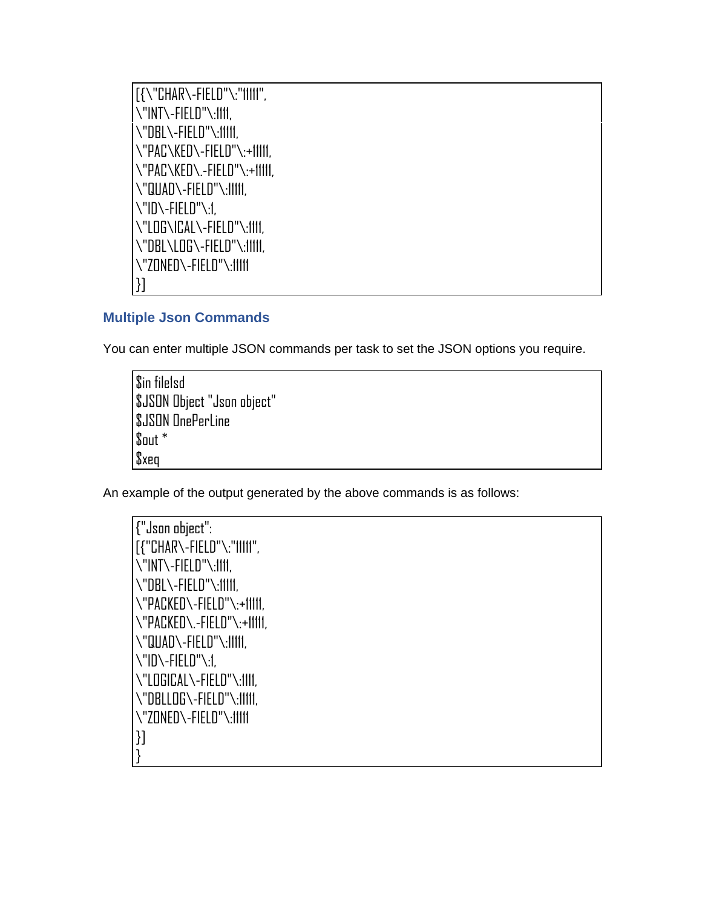```
[{\"CHAR\-FIELD"\:"11111",
\"INT\-FIELD"\:1111,
\"DBL\-FIELD"\:11111,
\"PAC\KED\-FIELD"\:+11111,
\"PAC\KED\.-FIELD"\:+11111,
\"QUAD\-FIELD"\:11111,
\"ID\-FIELD"\:1,
\"LOG\ICAL\-FIELD"\:1111,
\"DBL\LOG\-FIELD"\:11111,
\"ZONED\-FIELD"\:11111
}]
```

### Multiple Json Commands

You can enter multiple JSON commands per task to set the JSON options you require.

```
$in filelsd
$JSON Object "Json object"
$JSON OnePerLine
$out *
$xeq
```

An example of the output generated by the above commands is as follows:

```
{"Json object":
[{"CHAR\-FIELD"\:"11111",
\"INT\-FIELD"\:1111,
\"DBL\-FIELD"\:11111,
\"PACKED\-FIELD"\:+11111,
\"PACKED\.-FIELD"\:+11111,
\"QUAD\-FIELD"\:11111,
\"ID\-FIELD"\:1,
\"LOGICAL\-FIELD"\:1111,
\"DBLLOG\-FIELD"\:11111,
\"ZONED\-FIELD"\:11111
}]
}
```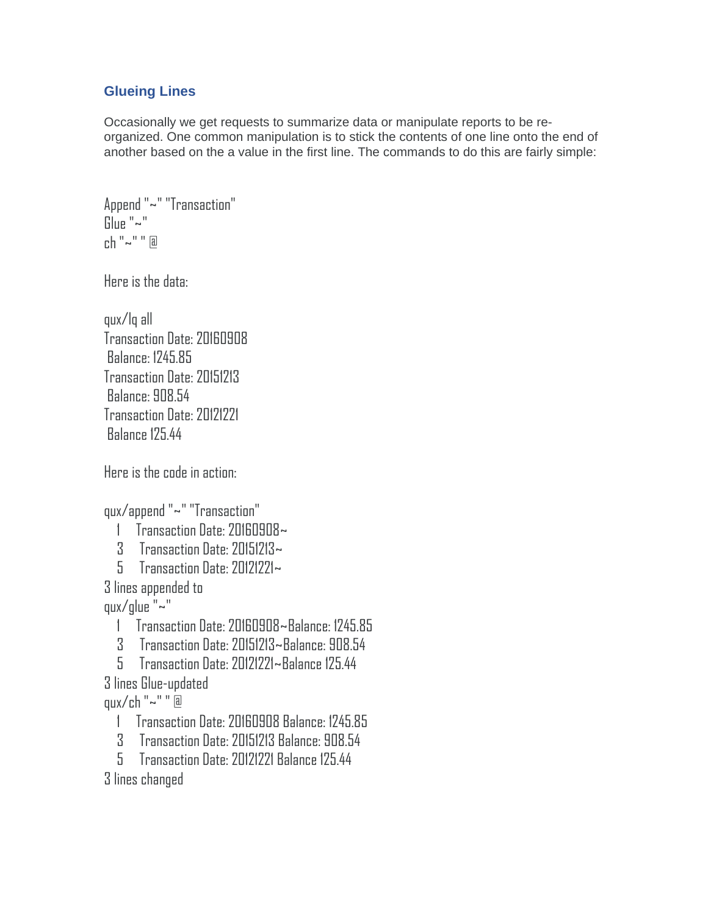### Glueing Lines

Occasionally we get requests to summarize data or manipulate reports to be re-organized. One common manipulation is to stick the contents of one line onto the end of another based on the a value in the first line. The commands to do this are fairly simple:

```
Append "~" "Transaction"
Glue "~"
ch "~" " @
```

Here is the data:

```
qux/lq all
Transaction Date: 20160908
 Balance: 1245.85
Transaction Date: 20151213
 Balance: 908.54
Transaction Date: 20121221
 Balance 125.44
```

Here is the code in action:

```
qux/append "~" "Transaction"
    1    Transaction Date: 20160908~
    3    Transaction Date: 20151213~
    5    Transaction Date: 20121221~
3 lines appended to
qux/glue "~"
    1    Transaction Date: 20160908~Balance: 1245.85
    3    Transaction Date: 20151213~Balance: 908.54
    5    Transaction Date: 20121221~Balance 125.44
3 lines Glue-updated
qux/ch "~" " @
    1    Transaction Date: 20160908 Balance: 1245.85
    3    Transaction Date: 20151213 Balance: 908.54
    5    Transaction Date: 20121221 Balance 125.44
3 lines changed
```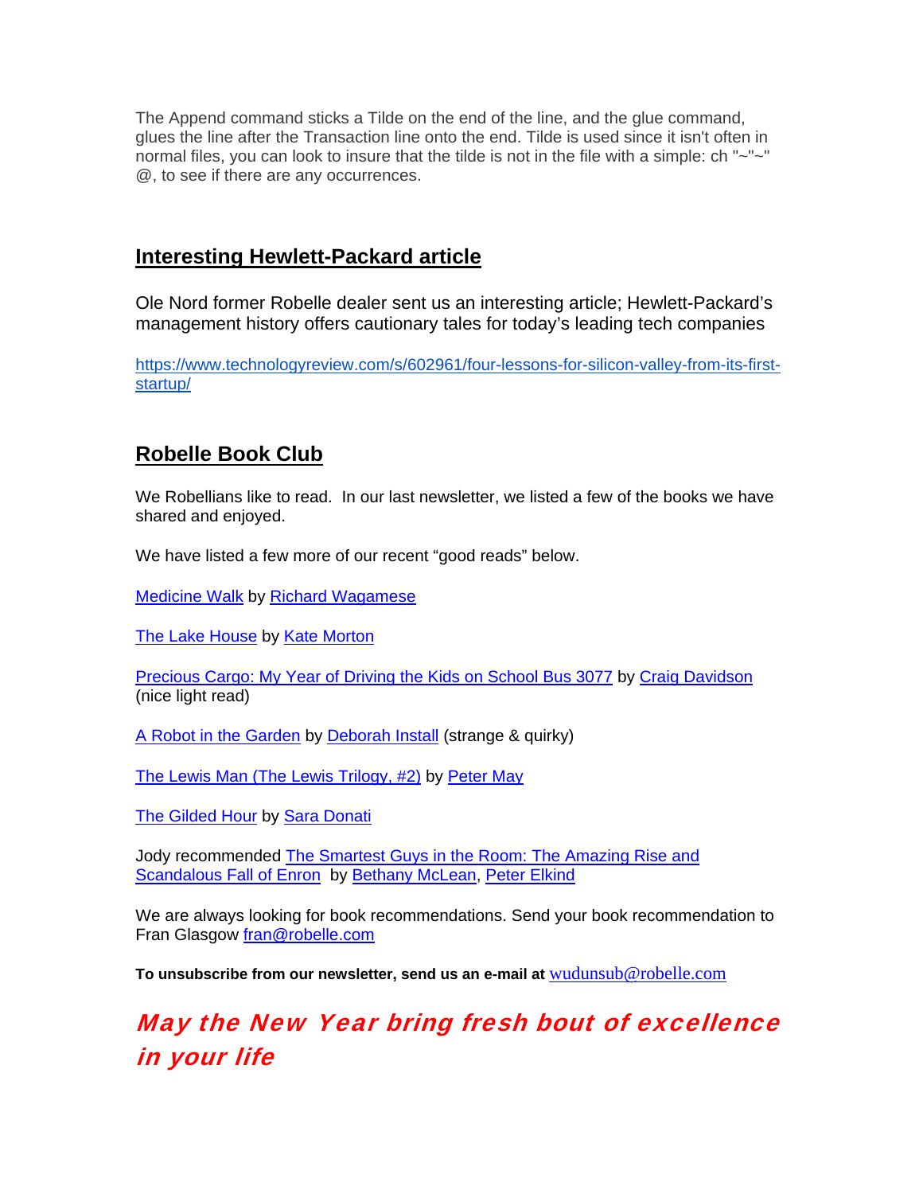The Append command sticks a Tilde on the end of the line, and the glue command, glues the line after the Transaction line onto the end. Tilde is used since it isn't often in normal files, you can look to insure that the tilde is not in the file with a simple: ch "~"~" @, to see if there are any occurrences.

## Interesting Hewlett-Packard article

Ole Nord former Robelle dealer sent us an interesting article; Hewlett-Packard's management history offers cautionary tales for today's leading tech companies

https://www.technologyreview.com/s/602961/four-lessons-for-silicon-valley-from-its-first-startup/

## Robelle Book Club

We Robellians like to read. In our last newsletter, we listed a few of the books we have shared and enjoyed.

We have listed a few more of our recent "good reads" below.

Medicine Walk by Richard Wagamese

The Lake House by Kate Morton

Precious Cargo: My Year of Driving the Kids on School Bus 3077 by Craig Davidson (nice light read)

A Robot in the Garden by Deborah Install (strange & quirky)

The Lewis Man (The Lewis Trilogy, #2) by Peter May

The Gilded Hour by Sara Donati

Jody recommended The Smartest Guys in the Room: The Amazing Rise and Scandalous Fall of Enron by Bethany McLean, Peter Elkind

We are always looking for book recommendations. Send your book recommendation to Fran Glasgow fran@robelle.com

**To unsubscribe from our newsletter, send us an e-mail at** wudunsub@robelle.com

***May the New Year bring fresh bout of excellence in your life***